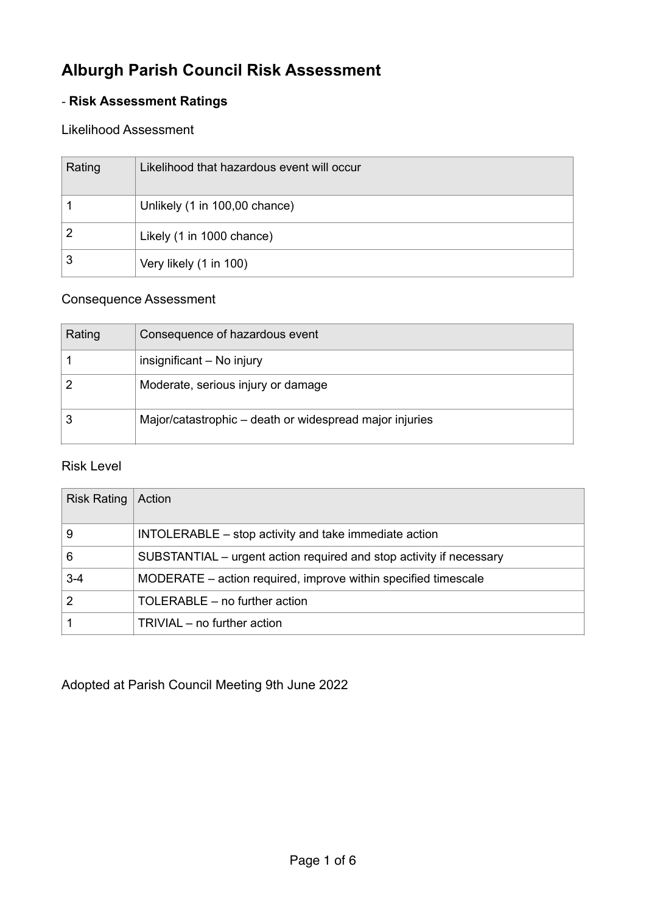# Alburgh Parish Council Risk Assessment

## - **Risk Assessment Ratings**

Likelihood Assessment

| Rating | Likelihood that hazardous event will occur |
|---|---|
| 1 | Unlikely (1 in 100,00 chance) |
| 2 | Likely (1 in 1000 chance) |
| 3 | Very likely (1 in 100) |

Consequence Assessment

| Rating | Consequence of hazardous event |
|---|---|
| 1 | insignificant – No injury |
| 2 | Moderate, serious injury or damage |
| 3 | Major/catastrophic – death or widespread major injuries |

Risk Level

| Risk Rating | Action |
|---|---|
| 9 | INTOLERABLE – stop activity and take immediate action |
| 6 | SUBSTANTIAL – urgent action required and stop activity if necessary |
| 3-4 | MODERATE – action required, improve within specified timescale |
| 2 | TOLERABLE – no further action |
| 1 | TRIVIAL – no further action |

Adopted at Parish Council Meeting 9th June 2022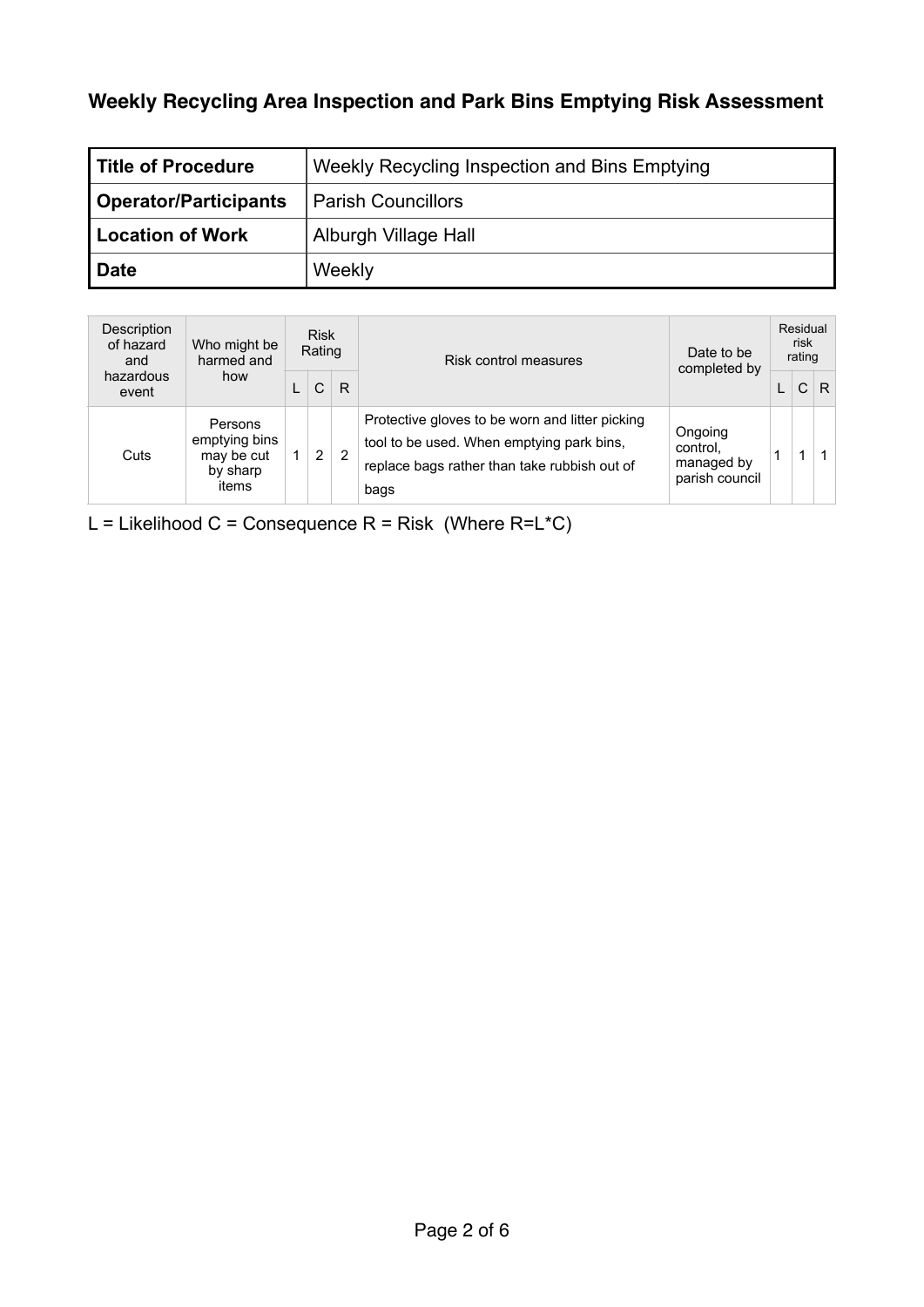## Weekly Recycling Area Inspection and Park Bins Emptying Risk Assessment

| **Title of Procedure** | Weekly Recycling Inspection and Bins Emptying |
|---|---|
| **Operator/Participants** | Parish Councillors |
| **Location of Work** | Alburgh Village Hall |
| **Date** | Weekly |

| Description of hazard and hazardous event | Who might be harmed and how | Risk Rating | | | Risk control measures | Date to be completed by | Residual risk rating | | |
|---|---|---|---|---|---|---|---|---|---|
| | | L | C | R | | | L | C | R |
| Cuts | Persons emptying bins may be cut by sharp items | 1 | 2 | 2 | Protective gloves to be worn and litter picking tool to be used. When emptying park bins, replace bags rather than take rubbish out of bags | Ongoing control, managed by parish council | 1 | 1 | 1 |

L = Likelihood C = Consequence R = Risk (Where R=L*C)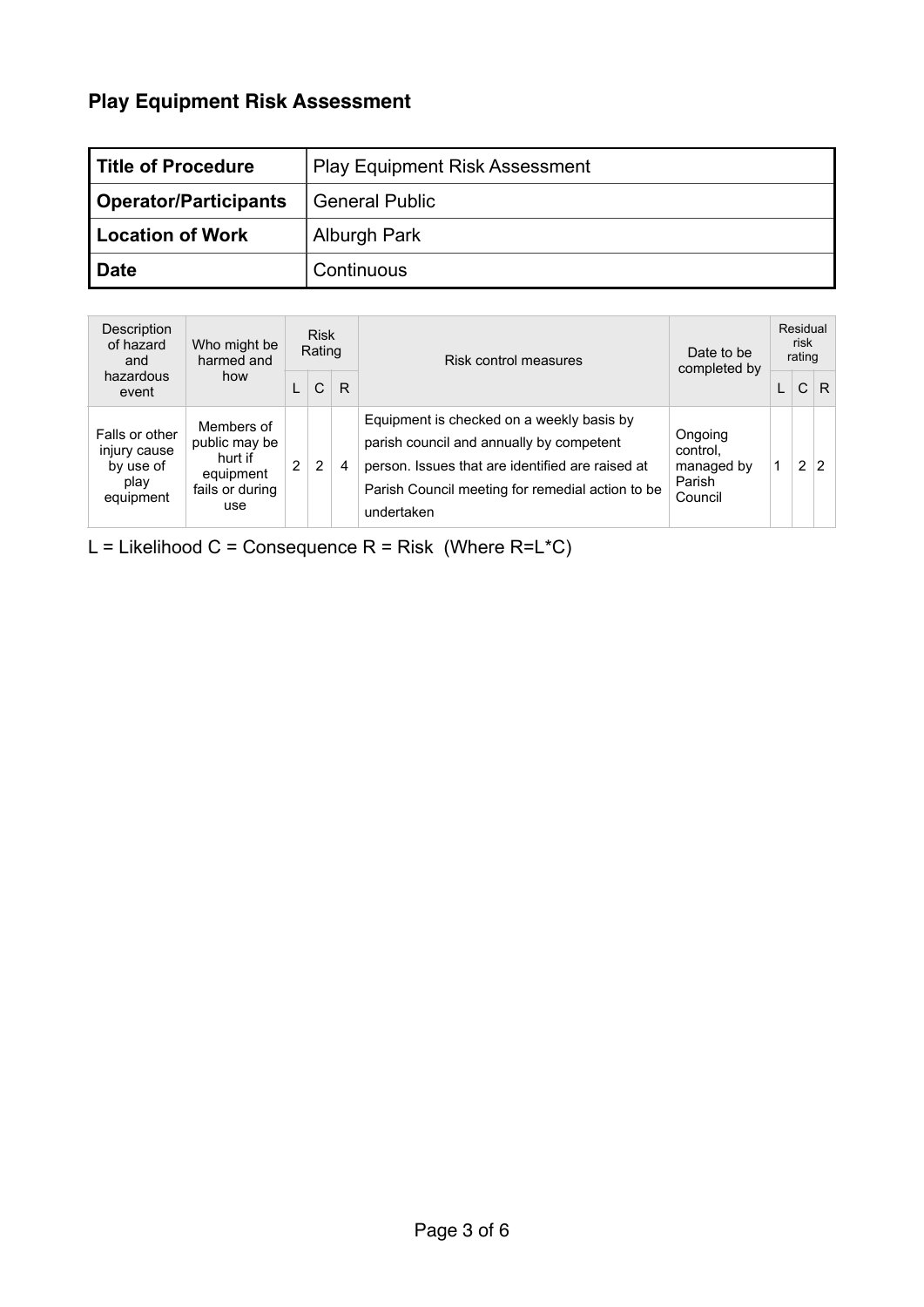## Play Equipment Risk Assessment

| **Title of Procedure** | Play Equipment Risk Assessment |
|---|---|
| **Operator/Participants** | General Public |
| **Location of Work** | Alburgh Park |
| **Date** | Continuous |

| Description of hazard and hazardous event | Who might be harmed and how | Risk Rating | | | Risk control measures | Date to be completed by | Residual risk rating | | |
|---|---|---|---|---|---|---|---|---|---|
| | | L | C | R | | | L | C | R |
| Falls or other injury cause by use of play equipment | Members of public may be hurt if equipment fails or during use | 2 | 2 | 4 | Equipment is checked on a weekly basis by parish council and annually by competent person. Issues that are identified are raised at Parish Council meeting for remedial action to be undertaken | Ongoing control, managed by Parish Council | 1 | 2 | 2 |

L = Likelihood C = Consequence R = Risk (Where R=L*C)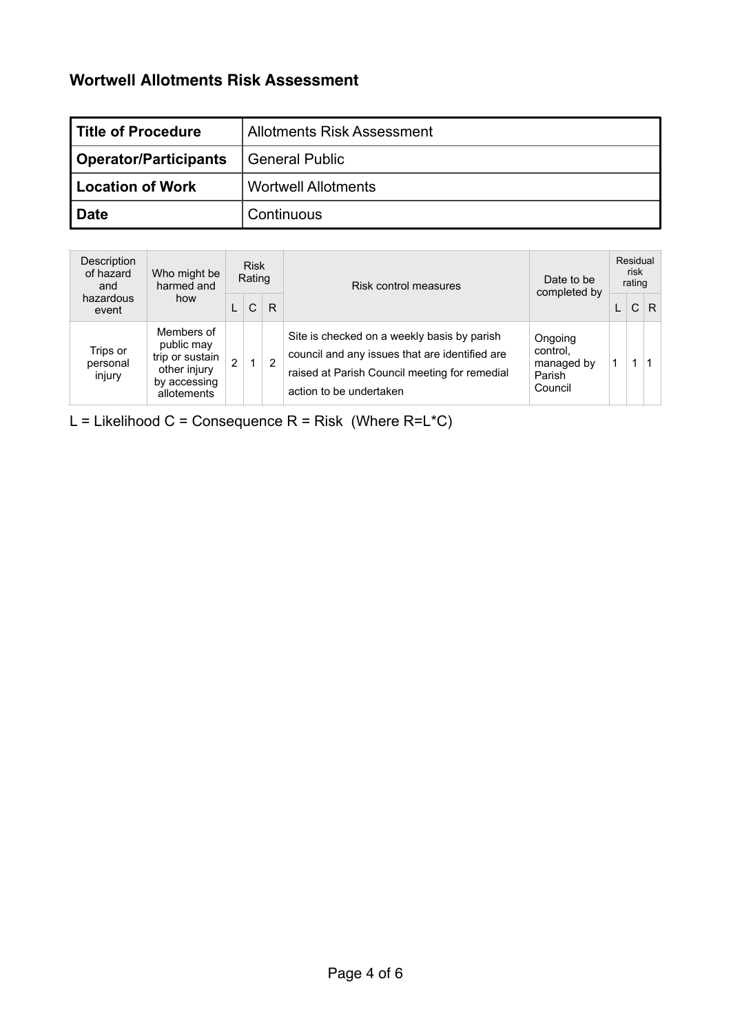## Wortwell Allotments Risk Assessment

| **Title of Procedure** | Allotments Risk Assessment |
|---|---|
| **Operator/Participants** | General Public |
| **Location of Work** | Wortwell Allotments |
| **Date** | Continuous |

| Description of hazard and hazardous event | Who might be harmed and how | Risk Rating | | | Risk control measures | Date to be completed by | Residual risk rating | | |
|---|---|---|---|---|---|---|---|---|---|
| | | L | C | R | | | L | C | R |
| Trips or personal injury | Members of public may trip or sustain other injury by accessing allotements | 2 | 1 | 2 | Site is checked on a weekly basis by parish council and any issues that are identified are raised at Parish Council meeting for remedial action to be undertaken | Ongoing control, managed by Parish Council | 1 | 1 | 1 |

L = Likelihood C = Consequence R = Risk (Where R=L*C)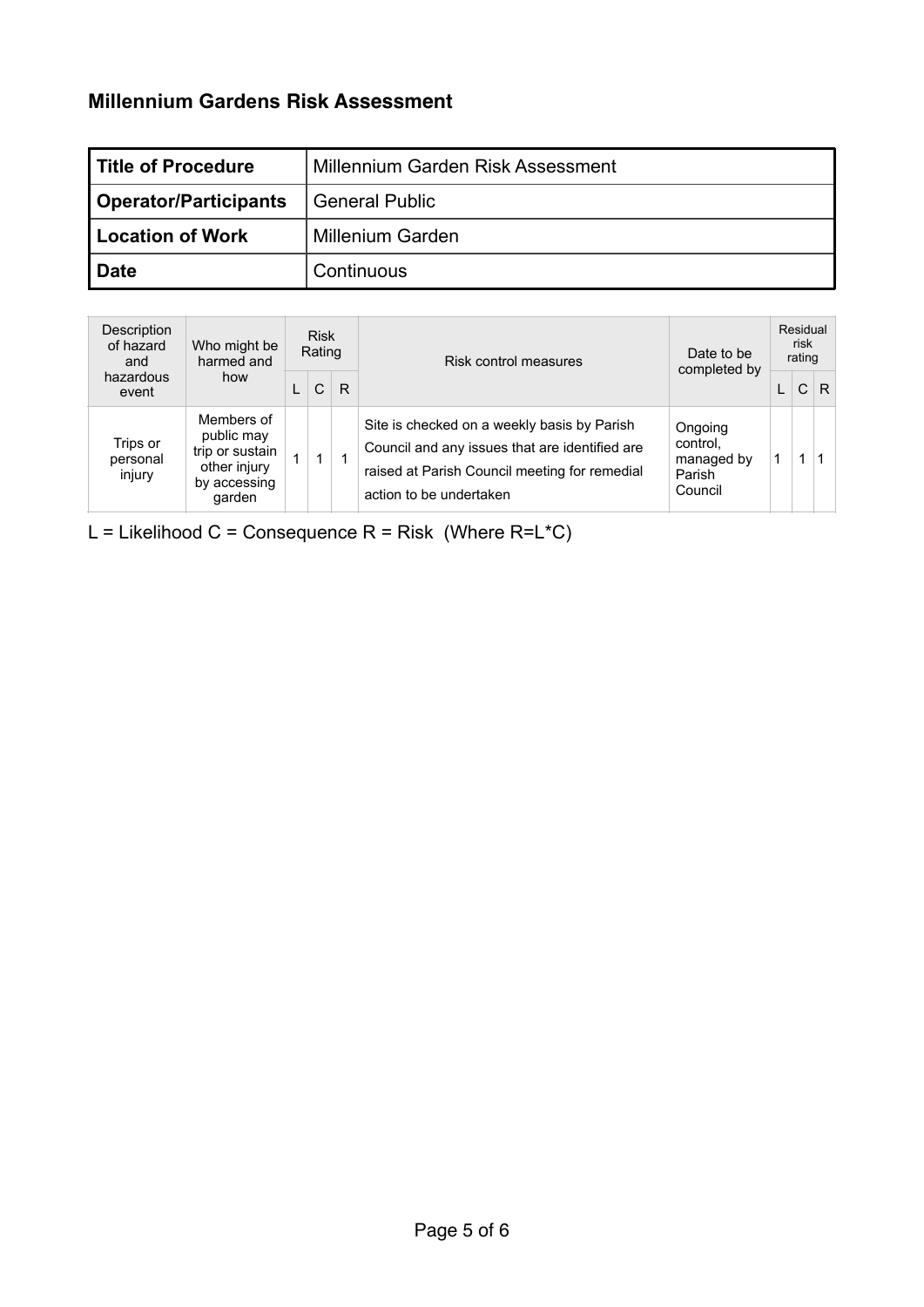## Millennium Gardens Risk Assessment

| **Title of Procedure** | Millennium Garden Risk Assessment |
|---|---|
| **Operator/Participants** | General Public |
| **Location of Work** | Millenium Garden |
| **Date** | Continuous |

| Description of hazard and hazardous event | Who might be harmed and how | Risk Rating | | | Risk control measures | Date to be completed by | Residual risk rating | | |
|---|---|---|---|---|---|---|---|---|---|
| | | L | C | R | | | L | C | R |
| Trips or personal injury | Members of public may trip or sustain other injury by accessing garden | 1 | 1 | 1 | Site is checked on a weekly basis by Parish Council and any issues that are identified are raised at Parish Council meeting for remedial action to be undertaken | Ongoing control, managed by Parish Council | 1 | 1 | 1 |

L = Likelihood C = Consequence R = Risk (Where R=L*C)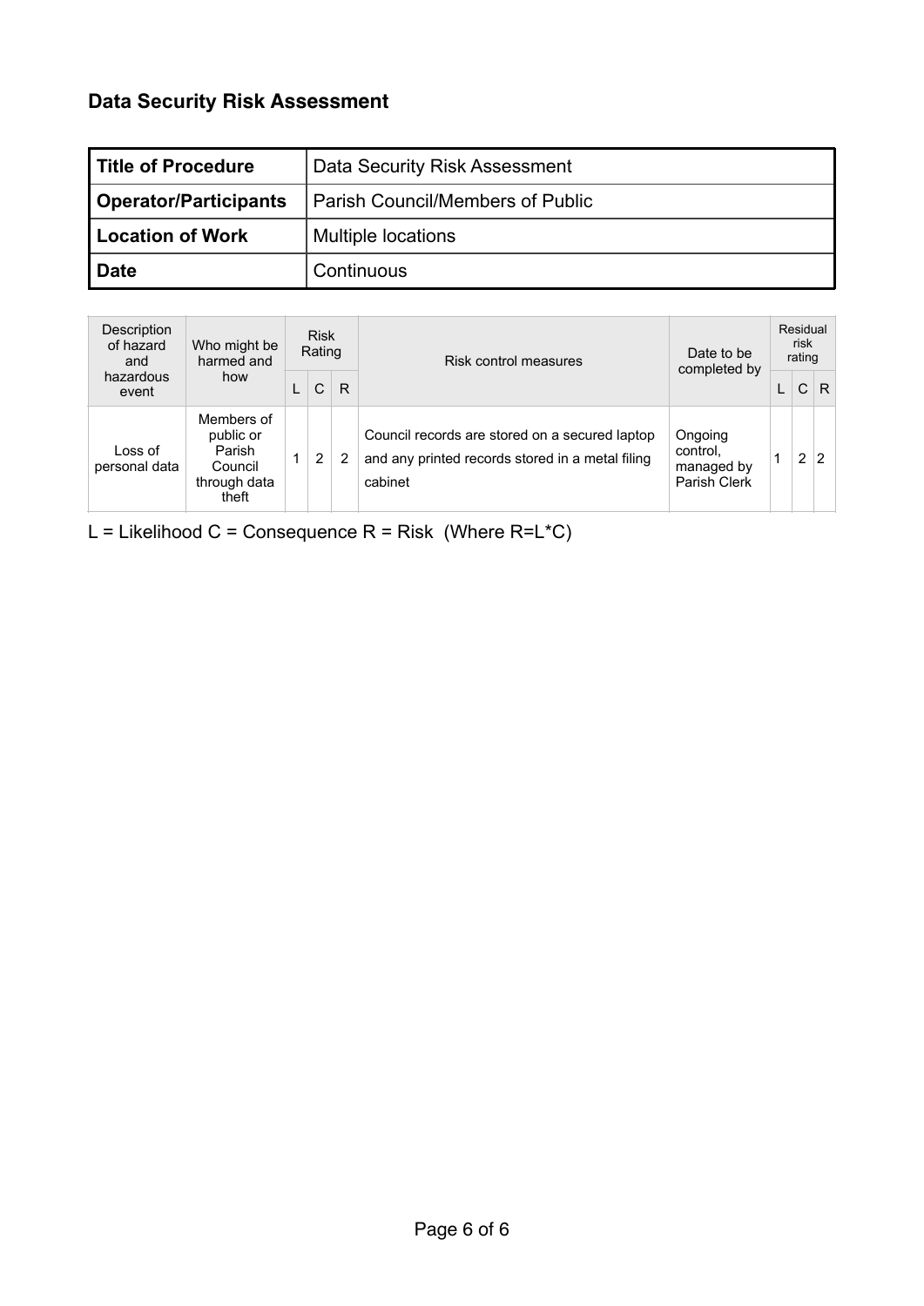## Data Security Risk Assessment

| | |
|---|---|
| **Title of Procedure** | Data Security Risk Assessment |
| **Operator/Participants** | Parish Council/Members of Public |
| **Location of Work** | Multiple locations |
| **Date** | Continuous |

| Description of hazard and hazardous event | Who might be harmed and how | Risk Rating | | | Risk control measures | Date to be completed by | Residual risk rating | | |
|---|---|---|---|---|---|---|---|---|---|
| | | L | C | R | | | L | C | R |
| Loss of personal data | Members of public or Parish Council through data theft | 1 | 2 | 2 | Council records are stored on a secured laptop and any printed records stored in a metal filing cabinet | Ongoing control, managed by Parish Clerk | 1 | 2 | 2 |

L = Likelihood C = Consequence R = Risk (Where R=L*C)